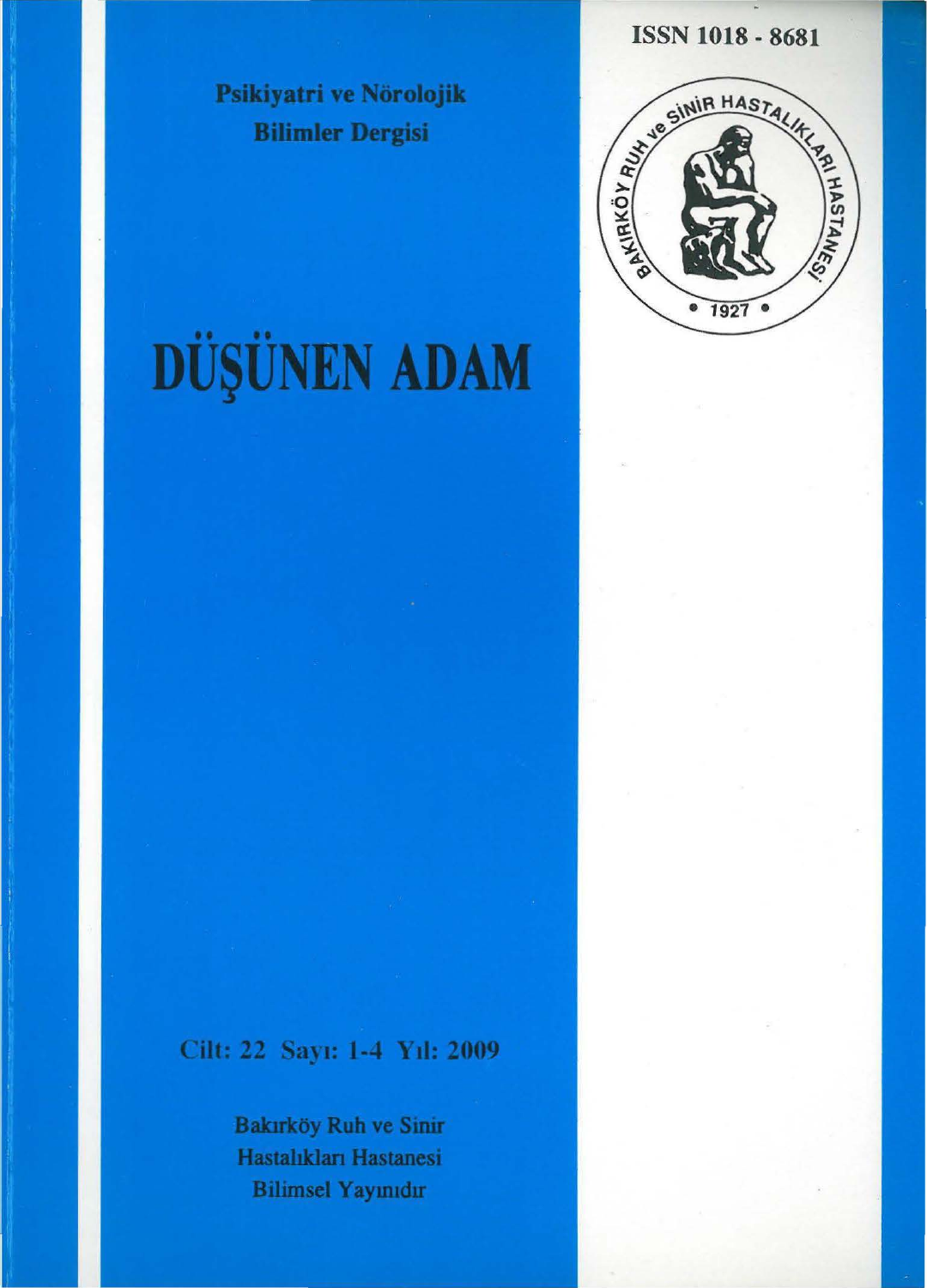ISSN 1018 - 8681

Psikiyatri ve Nörolojik Bilimler Dergisi

BAKIRKÖY RUH ve SİNİR HASTALIKLARI HASTANESİ

1927

# DÜŞÜNEN ADAM

Cilt: 22 Sayı: 1-4 Yıl: 2009

Bakırköy Ruh ve Sinir Hastalıkları Hastanesi Bilimsel Yayınıdır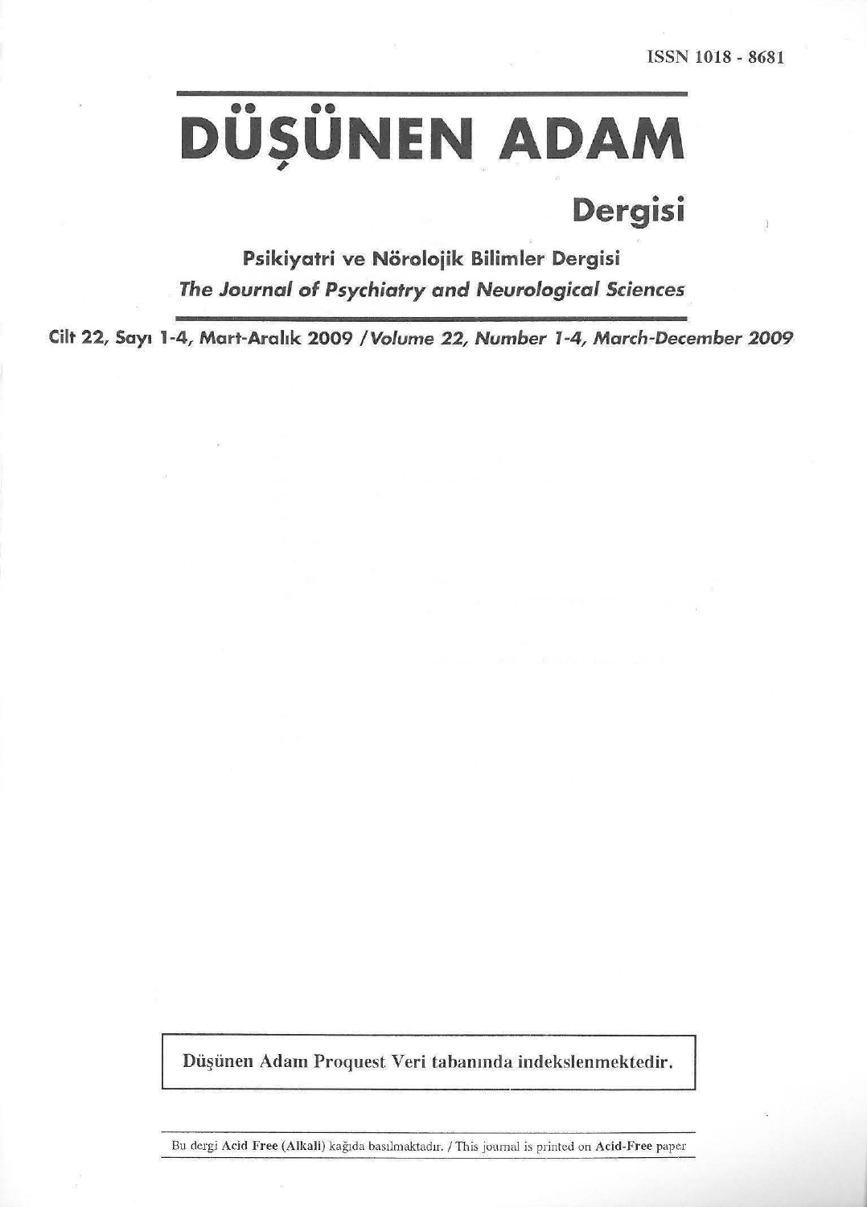ISSN 1018 - 8681

# DÜŞÜNEN ADAM

## Dergisi

**Psikiyatri ve Nörolojik Bilimler Dergisi**

***The Journal of Psychiatry and Neurological Sciences***

**Cilt 22, Sayı 1-4, Mart-Aralık 2009 / *Volume 22, Number 1-4, March-December 2009***

Düşünen Adam Proquest Veri tabanında indekslenmektedir.

Bu dergi **Acid Free (Alkali)** kağıda basılmaktadır. / This journal is printed on **Acid-Free** paper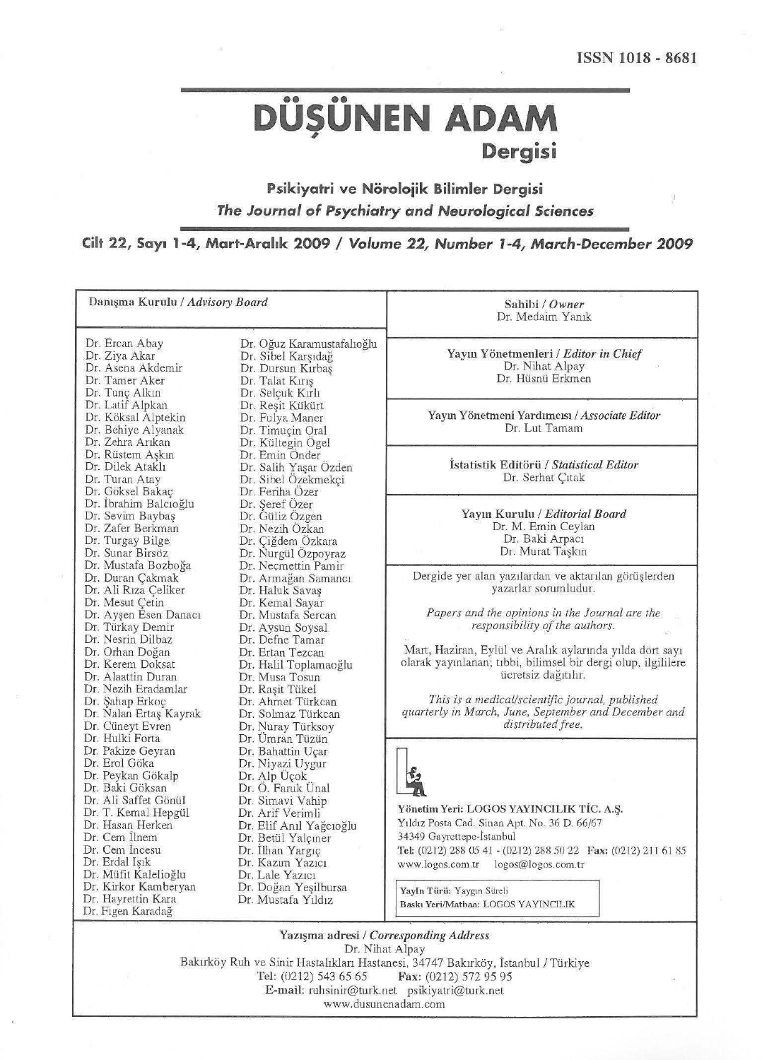ISSN 1018 - 8681

# DÜŞÜNEN ADAM

## Dergisi

**Psikiyatri ve Nörolojik Bilimler Dergisi**

***The Journal of Psychiatry and Neurological Sciences***

**Cilt 22, Sayı 1-4, Mart-Aralık 2009 / *Volume 22, Number 1-4, March-December 2009***

---

### Danışma Kurulu / *Advisory Board*

Dr. Ercan Abay
Dr. Ziya Akar
Dr. Asena Akdemir
Dr. Tamer Aker
Dr. Tunç Alkın
Dr. Latif Alpkan
Dr. Köksal Alptekin
Dr. Behiye Alyanak
Dr. Zehra Arıkan
Dr. Rüstem Aşkın
Dr. Dilek Ataklı
Dr. Turan Atay
Dr. Göksel Bakaç
Dr. İbrahim Balcıoğlu
Dr. Sevim Baybaş
Dr. Zafer Berkman
Dr. Turgay Bilge
Dr. Sunar Birsöz
Dr. Mustafa Bozboğa
Dr. Duran Çakmak
Dr. Ali Rıza Çeliker
Dr. Mesut Çetin
Dr. Ayşen Esen Danacı
Dr. Türkay Demir
Dr. Nesrin Dilbaz
Dr. Orhan Doğan
Dr. Kerem Doksat
Dr. Alaattin Duran
Dr. Nezih Eradamlar
Dr. Şahap Erkoç
Dr. Nalan Ertaş Kayrak
Dr. Cüneyt Evren
Dr. Hulki Forta
Dr. Pakize Geyran
Dr. Erol Göka
Dr. Peykan Gökalp
Dr. Baki Göksan
Dr. Ali Saffet Gönül
Dr. T. Kemal Hepgül
Dr. Hasan Herken
Dr. Cem İlnem
Dr. Cem İncesu
Dr. Erdal Işık
Dr. Müfit Kalelioğlu
Dr. Kirkor Kamberyan
Dr. Hayrettin Kara
Dr. Figen Karadağ
Dr. Oğuz Karamustafalıoğlu
Dr. Sibel Karşıdağ
Dr. Dursun Kırbaş
Dr. Talat Kırış
Dr. Selçuk Kırlı
Dr. Reşit Kükürt
Dr. Fulya Maner
Dr. Timuçin Oral
Dr. Kültegin Ögel
Dr. Emin Önder
Dr. Salih Yaşar Özden
Dr. Sibel Özekmekçi
Dr. Feriha Özer
Dr. Şeref Özer
Dr. Güliz Özgen
Dr. Nezih Özkan
Dr. Çiğdem Özkara
Dr. Nurgül Özpoyraz
Dr. Necmettin Pamir
Dr. Armağan Samancı
Dr. Haluk Savaş
Dr. Kemal Sayar
Dr. Mustafa Sercan
Dr. Aysun Soysal
Dr. Defne Tamar
Dr. Ertan Tezcan
Dr. Halil Toplamaoğlu
Dr. Musa Tosun
Dr. Raşit Tükel
Dr. Ahmet Türkcan
Dr. Solmaz Türkcan
Dr. Nuray Türksoy
Dr. Ümran Tüzün
Dr. Bahattin Uçar
Dr. Niyazi Uygur
Dr. Alp Üçok
Dr. Ö. Faruk Ünal
Dr. Simavi Vahip
Dr. Arif Verimli
Dr. Elif Anıl Yağcıoğlu
Dr. Betül Yalçıner
Dr. İlhan Yargıç
Dr. Kazım Yazıcı
Dr. Lale Yazıcı
Dr. Doğan Yeşilbursa
Dr. Mustafa Yıldız

### Sahibi / *Owner*
Dr. Medaim Yanık

### Yayın Yönetmenleri / *Editor in Chief*
Dr. Nihat Alpay
Dr. Hüsnü Erkmen

### Yayın Yönetmeni Yardımcısı / *Associate Editor*
Dr. Lut Tamam

### İstatistik Editörü / *Statistical Editor*
Dr. Serhat Çıtak

### Yayın Kurulu / *Editorial Board*
Dr. M. Emin Ceylan
Dr. Baki Arpacı
Dr. Murat Taşkın

Dergide yer alan yazılardan ve aktarılan görüşlerden yazarlar sorumludur.

*Papers and the opinions in the Journal are the responsibility of the authors.*

Mart, Haziran, Eylül ve Aralık aylarında yılda dört sayı olarak yayınlanan; tıbbi, bilimsel bir dergi olup, ilgililere ücretsiz dağıtılır.

*This is a medical/scientific journal, published quarterly in March, June, September and December and distributed free.*

**Yönetim Yeri: LOGOS YAYINCILIK TİC. A.Ş.**
Yıldız Posta Cad. Sinan Apt. No. 36 D. 66/67
34349 Gayrettepe-İstanbul
**Tel:** (0212) 288 05 41 - (0212) 288 50 22 **Fax:** (0212) 211 61 85
www.logos.com.tr logos@logos.com.tr

**Yayın Türü:** Yaygın Süreli
**Baskı Yeri/Matbaa:** LOGOS YAYINCILIK

### Yazışma adresi / *Corresponding Address*
Dr. Nihat Alpay
Bakırköy Ruh ve Sinir Hastalıkları Hastanesi, 34747 Bakırköy, İstanbul / Türkiye
Tel: (0212) 543 65 65 Fax: (0212) 572 95 95
E-mail: ruhsinir@turk.net psikiyatri@turk.net
www.dusunenadam.com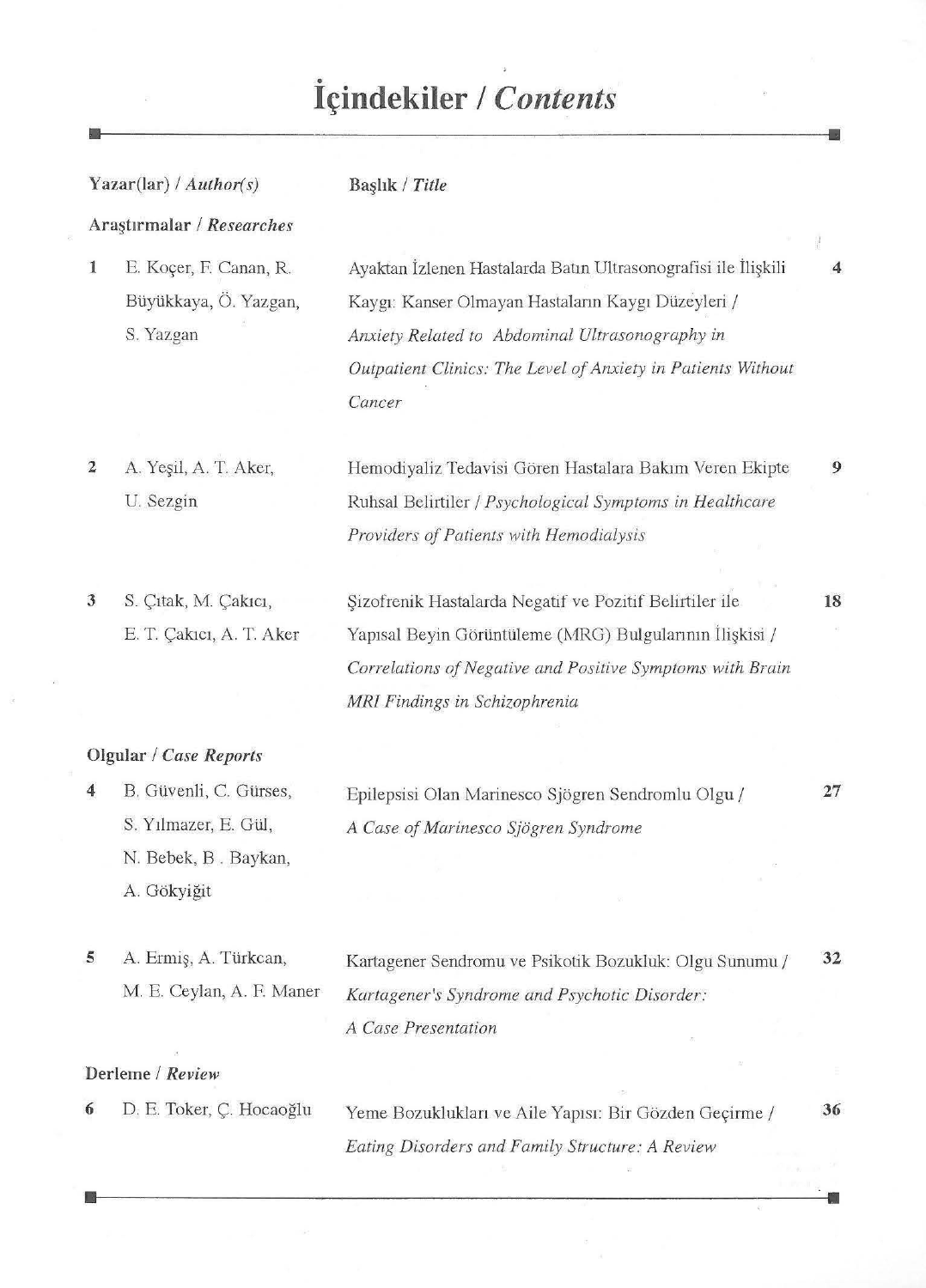# İçindekiler / *Contents*

| Yazar(lar) / *Author(s)* | Başlık / *Title* | |
|---|---|---|
| **Araştırmalar / *Researches*** | | |
| 1 E. Koçer, F. Canan, R. Büyükkaya, Ö. Yazgan, S. Yazgan | Ayaktan İzlenen Hastalarda Batın Ultrasonografisi ile İlişkili Kaygı: Kanser Olmayan Hastaların Kaygı Düzeyleri / *Anxiety Related to Abdominal Ultrasonography in Outpatient Clinics: The Level of Anxiety in Patients Without Cancer* | 4 |
| 2 A. Yeşil, A. T. Aker, U. Sezgin | Hemodiyaliz Tedavisi Gören Hastalara Bakım Veren Ekipte Ruhsal Belirtiler / *Psychological Symptoms in Healthcare Providers of Patients with Hemodialysis* | 9 |
| 3 S. Çıtak, M. Çakıcı, E. T. Çakıcı, A. T. Aker | Şizofrenik Hastalarda Negatif ve Pozitif Belirtiler ile Yapısal Beyin Görüntüleme (MRG) Bulgularının İlişkisi / *Correlations of Negative and Positive Symptoms with Brain MRI Findings in Schizophrenia* | 18 |
| **Olgular / *Case Reports*** | | |
| 4 B. Güvenli, C. Gürses, S. Yılmazer, E. Gül, N. Bebek, B. Baykan, A. Gökyiğit | Epilepsisi Olan Marinesco Sjögren Sendromlu Olgu / *A Case of Marinesco Sjögren Syndrome* | 27 |
| 5 A. Ermiş, A. Türkcan, M. E. Ceylan, A. F. Maner | Kartagener Sendromu ve Psikotik Bozukluk: Olgu Sunumu / *Kartagener's Syndrome and Psychotic Disorder: A Case Presentation* | 32 |
| **Derleme / *Review*** | | |
| 6 D. E. Toker, Ç. Hocaoğlu | Yeme Bozuklukları ve Aile Yapısı: Bir Gözden Geçirme / *Eating Disorders and Family Structure: A Review* | 36 |